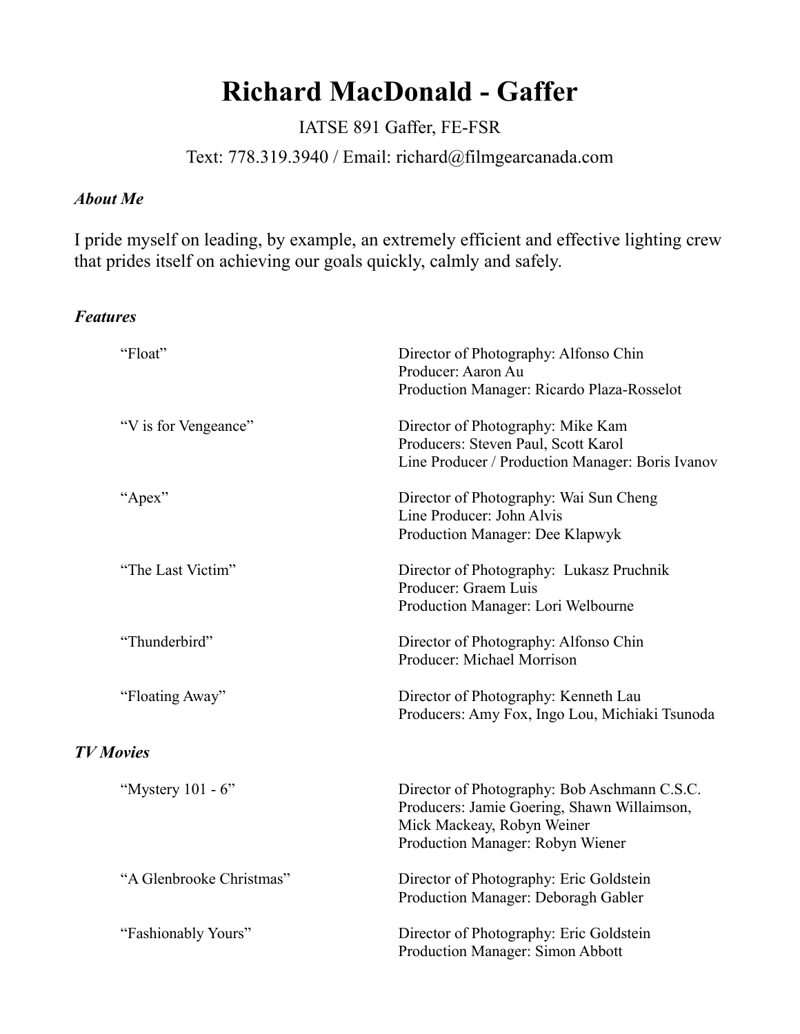# Richard MacDonald - Gaffer

IATSE 891 Gaffer, FE-FSR

Text: 778.319.3940 / Email: richard@filmgearcanada.com

***About Me***

I pride myself on leading, by example, an extremely efficient and effective lighting crew that prides itself on achieving our goals quickly, calmly and safely.

***Features***

| | |
|---|---|
| "Float" | Director of Photography: Alfonso Chin<br>Producer: Aaron Au<br>Production Manager: Ricardo Plaza-Rosselot |
| "V is for Vengeance" | Director of Photography: Mike Kam<br>Producers: Steven Paul, Scott Karol<br>Line Producer / Production Manager: Boris Ivanov |
| "Apex" | Director of Photography: Wai Sun Cheng<br>Line Producer: John Alvis<br>Production Manager: Dee Klapwyk |
| "The Last Victim" | Director of Photography: Lukasz Pruchnik<br>Producer: Graem Luis<br>Production Manager: Lori Welbourne |
| "Thunderbird" | Director of Photography: Alfonso Chin<br>Producer: Michael Morrison |
| "Floating Away" | Director of Photography: Kenneth Lau<br>Producers: Amy Fox, Ingo Lou, Michiaki Tsunoda |

***TV Movies***

| | |
|---|---|
| "Mystery 101 - 6" | Director of Photography: Bob Aschmann C.S.C.<br>Producers: Jamie Goering, Shawn Willaimson, Mick Mackeay, Robyn Weiner<br>Production Manager: Robyn Wiener |
| "A Glenbrooke Christmas" | Director of Photography: Eric Goldstein<br>Production Manager: Deboragh Gabler |
| "Fashionably Yours" | Director of Photography: Eric Goldstein<br>Production Manager: Simon Abbott |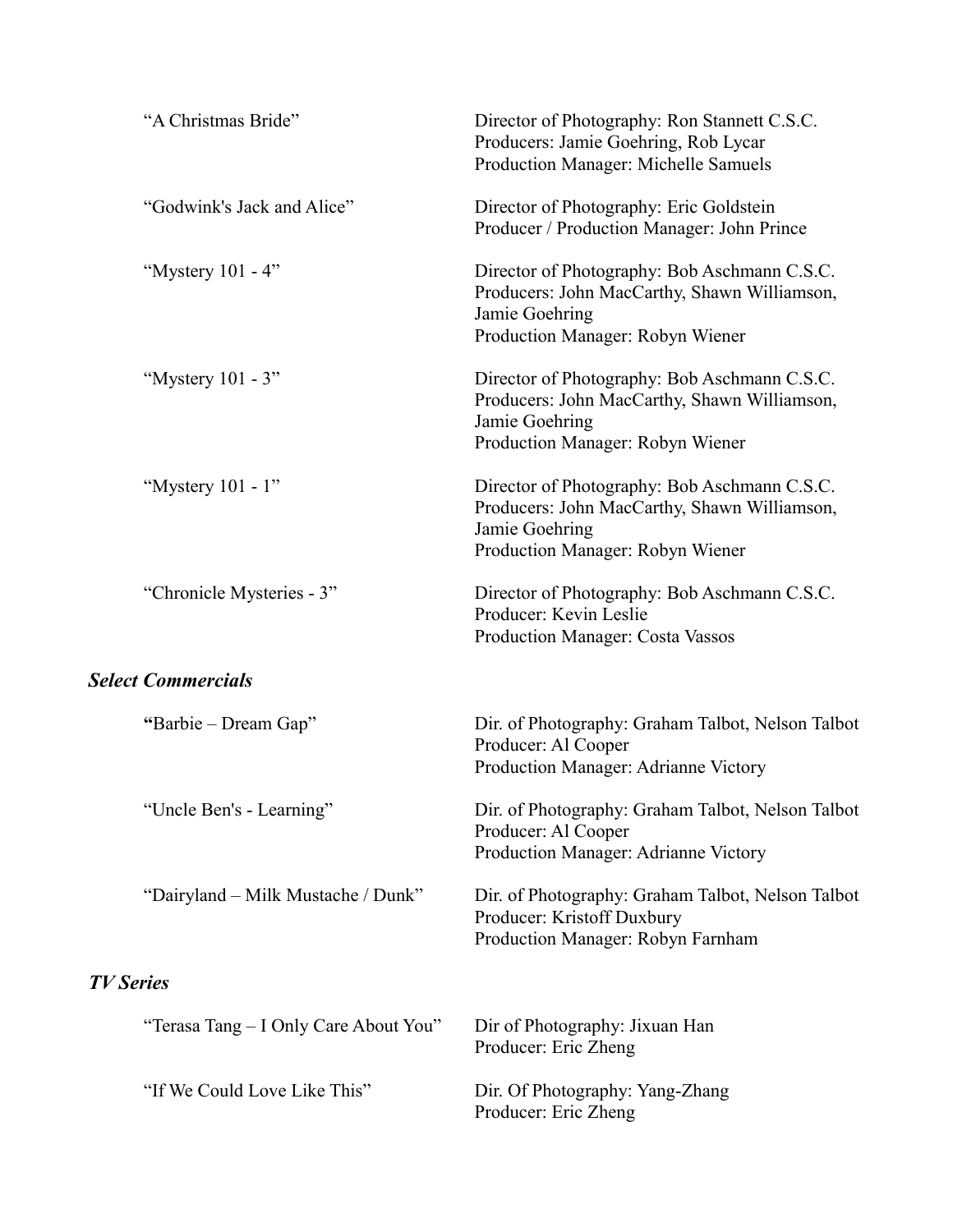| | |
|---|---|
| "A Christmas Bride" | Director of Photography: Ron Stannett C.S.C.<br>Producers: Jamie Goehring, Rob Lycar<br>Production Manager: Michelle Samuels |
| "Godwink's Jack and Alice" | Director of Photography: Eric Goldstein<br>Producer / Production Manager: John Prince |
| "Mystery 101 - 4" | Director of Photography: Bob Aschmann C.S.C.<br>Producers: John MacCarthy, Shawn Williamson, Jamie Goehring<br>Production Manager: Robyn Wiener |
| "Mystery 101 - 3" | Director of Photography: Bob Aschmann C.S.C.<br>Producers: John MacCarthy, Shawn Williamson, Jamie Goehring<br>Production Manager: Robyn Wiener |
| "Mystery 101 - 1" | Director of Photography: Bob Aschmann C.S.C.<br>Producers: John MacCarthy, Shawn Williamson, Jamie Goehring<br>Production Manager: Robyn Wiener |
| "Chronicle Mysteries - 3" | Director of Photography: Bob Aschmann C.S.C.<br>Producer: Kevin Leslie<br>Production Manager: Costa Vassos |

### *Select Commercials*

| | |
|---|---|
| **"**Barbie – Dream Gap" | Dir. of Photography: Graham Talbot, Nelson Talbot<br>Producer: Al Cooper<br>Production Manager: Adrianne Victory |
| "Uncle Ben's - Learning" | Dir. of Photography: Graham Talbot, Nelson Talbot<br>Producer: Al Cooper<br>Production Manager: Adrianne Victory |
| "Dairyland – Milk Mustache / Dunk" | Dir. of Photography: Graham Talbot, Nelson Talbot<br>Producer: Kristoff Duxbury<br>Production Manager: Robyn Farnham |

### *TV Series*

| | |
|---|---|
| "Terasa Tang – I Only Care About You" | Dir of Photography: Jixuan Han<br>Producer: Eric Zheng |
| "If We Could Love Like This" | Dir. Of Photography: Yang-Zhang<br>Producer: Eric Zheng |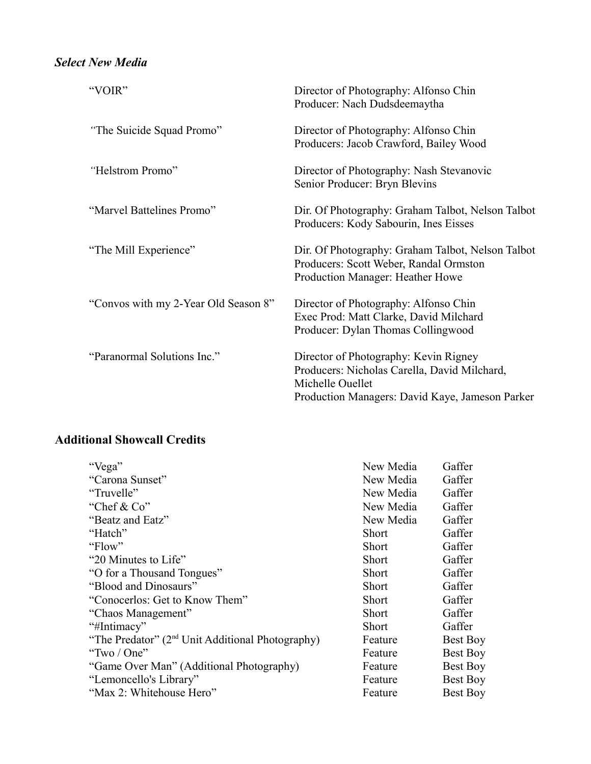### *Select New Media*

| | |
|---|---|
| "VOIR" | Director of Photography: Alfonso Chin<br>Producer: Nach Dudsdeemaytha |
| "The Suicide Squad Promo" | Director of Photography: Alfonso Chin<br>Producers: Jacob Crawford, Bailey Wood |
| "Helstrom Promo" | Director of Photography: Nash Stevanovic<br>Senior Producer: Bryn Blevins |
| "Marvel Battelines Promo" | Dir. Of Photography: Graham Talbot, Nelson Talbot<br>Producers: Kody Sabourin, Ines Eisses |
| "The Mill Experience" | Dir. Of Photography: Graham Talbot, Nelson Talbot<br>Producers: Scott Weber, Randal Ormston<br>Production Manager: Heather Howe |
| "Convos with my 2-Year Old Season 8" | Director of Photography: Alfonso Chin<br>Exec Prod: Matt Clarke, David Milchard<br>Producer: Dylan Thomas Collingwood |
| "Paranormal Solutions Inc." | Director of Photography: Kevin Rigney<br>Producers: Nicholas Carella, David Milchard, Michelle Ouellet<br>Production Managers: David Kaye, Jameson Parker |

### Additional Showcall Credits

| | | |
|---|---|---|
| "Vega" | New Media | Gaffer |
| "Carona Sunset" | New Media | Gaffer |
| "Truvelle" | New Media | Gaffer |
| "Chef & Co" | New Media | Gaffer |
| "Beatz and Eatz" | New Media | Gaffer |
| "Hatch" | Short | Gaffer |
| "Flow" | Short | Gaffer |
| "20 Minutes to Life" | Short | Gaffer |
| "O for a Thousand Tongues" | Short | Gaffer |
| "Blood and Dinosaurs" | Short | Gaffer |
| "Conocerlos: Get to Know Them" | Short | Gaffer |
| "Chaos Management" | Short | Gaffer |
| "#Intimacy" | Short | Gaffer |
| "The Predator" (2nd Unit Additional Photography) | Feature | Best Boy |
| "Two / One" | Feature | Best Boy |
| "Game Over Man" (Additional Photography) | Feature | Best Boy |
| "Lemoncello's Library" | Feature | Best Boy |
| "Max 2: Whitehouse Hero" | Feature | Best Boy |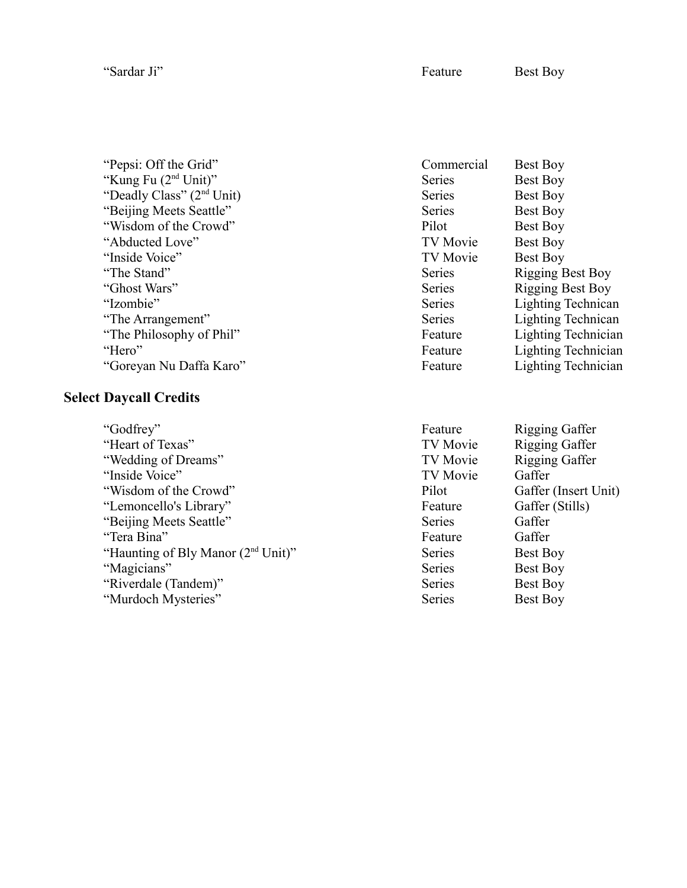| | | |
|---|---|---|
| “Sardar Ji” | Feature | Best Boy |

| | | |
|---|---|---|
| “Pepsi: Off the Grid” | Commercial | Best Boy |
| “Kung Fu (2nd Unit)” | Series | Best Boy |
| “Deadly Class” (2nd Unit) | Series | Best Boy |
| “Beijing Meets Seattle” | Series | Best Boy |
| “Wisdom of the Crowd” | Pilot | Best Boy |
| “Abducted Love” | TV Movie | Best Boy |
| “Inside Voice” | TV Movie | Best Boy |
| “The Stand” | Series | Rigging Best Boy |
| “Ghost Wars” | Series | Rigging Best Boy |
| “Izombie” | Series | Lighting Technican |
| “The Arrangement” | Series | Lighting Technican |
| “The Philosophy of Phil” | Feature | Lighting Technician |
| “Hero” | Feature | Lighting Technician |
| “Goreyan Nu Daffa Karo” | Feature | Lighting Technician |

**Select Daycall Credits**

| | | |
|---|---|---|
| “Godfrey” | Feature | Rigging Gaffer |
| “Heart of Texas” | TV Movie | Rigging Gaffer |
| “Wedding of Dreams” | TV Movie | Rigging Gaffer |
| “Inside Voice” | TV Movie | Gaffer |
| “Wisdom of the Crowd” | Pilot | Gaffer (Insert Unit) |
| “Lemoncello's Library” | Feature | Gaffer (Stills) |
| “Beijing Meets Seattle” | Series | Gaffer |
| “Tera Bina” | Feature | Gaffer |
| “Haunting of Bly Manor (2nd Unit)” | Series | Best Boy |
| “Magicians” | Series | Best Boy |
| “Riverdale (Tandem)” | Series | Best Boy |
| “Murdoch Mysteries” | Series | Best Boy |